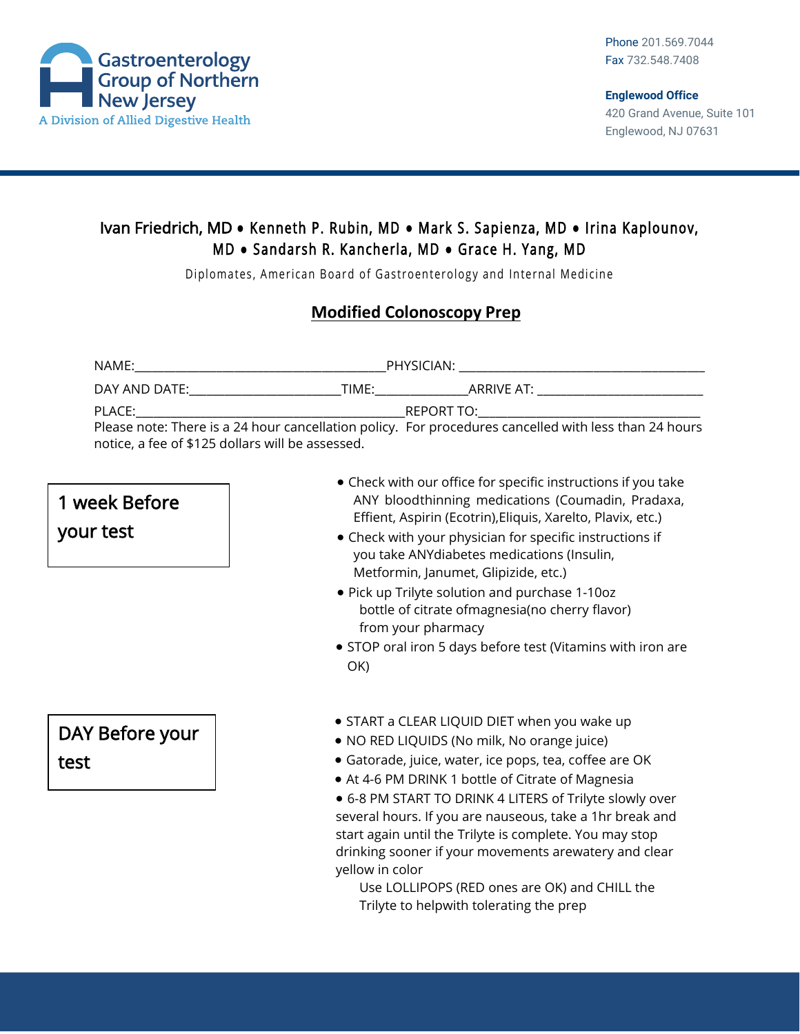Gastroenterology Group of Northern New Jersey
A Division of Allied Digestive Health

Phone 201.569.7044
Fax 732.548.7408

**Englewood Office**
420 Grand Avenue, Suite 101
Englewood, NJ 07631

Ivan Friedrich, MD • Kenneth P. Rubin, MD • Mark S. Sapienza, MD • Irina Kaplounov, MD • Sandarsh R. Kancherla, MD • Grace H. Yang, MD

Diplomates, American Board of Gastroenterology and Internal Medicine

# Modified Colonoscopy Prep

NAME:_______________________PHYSICIAN: _______________________

DAY AND DATE:_______________TIME:__________ARRIVE AT: _______________

PLACE:_______________________REPORT TO:_______________________

Please note: There is a 24 hour cancellation policy. For procedures cancelled with less than 24 hours notice, a fee of $125 dollars will be assessed.

## 1 week Before your test

- Check with our office for specific instructions if you take ANY bloodthinning medications (Coumadin, Pradaxa, Effient, Aspirin (Ecotrin),Eliquis, Xarelto, Plavix, etc.)
- Check with your physician for specific instructions if you take ANYdiabetes medications (Insulin, Metformin, Janumet, Glipizide, etc.)
- Pick up Trilyte solution and purchase 1-10oz bottle of citrate ofmagnesia(no cherry flavor) from your pharmacy
- STOP oral iron 5 days before test (Vitamins with iron are OK)

## DAY Before your test

- START a CLEAR LIQUID DIET when you wake up
- NO RED LIQUIDS (No milk, No orange juice)
- Gatorade, juice, water, ice pops, tea, coffee are OK
- At 4-6 PM DRINK 1 bottle of Citrate of Magnesia
- 6-8 PM START TO DRINK 4 LITERS of Trilyte slowly over several hours. If you are nauseous, take a 1hr break and start again until the Trilyte is complete. You may stop drinking sooner if your movements arewatery and clear yellow in color

  Use LOLLIPOPS (RED ones are OK) and CHILL the Trilyte to helpwith tolerating the prep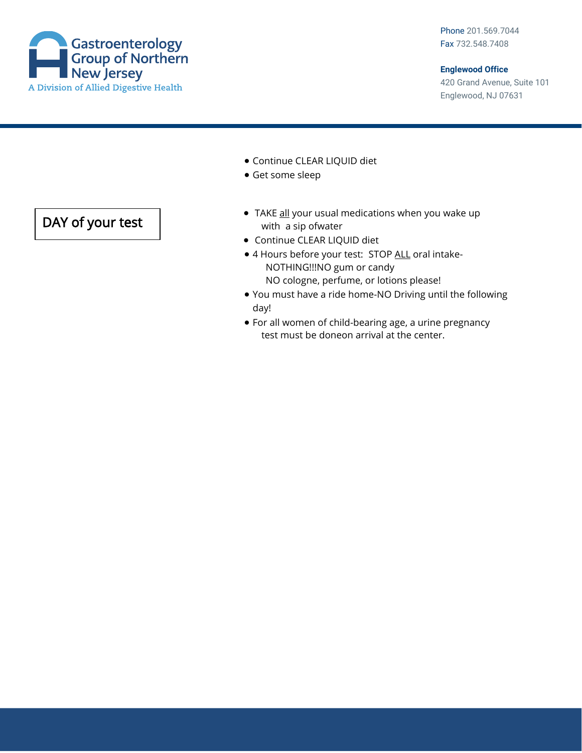Gastroenterology Group of Northern New Jersey

A Division of Allied Digestive Health

Phone 201.569.7044
Fax 732.548.7408

**Englewood Office**
420 Grand Avenue, Suite 101
Englewood, NJ 07631

- Continue CLEAR LIQUID diet
- Get some sleep

## DAY of your test

- TAKE all your usual medications when you wake up with a sip ofwater
- Continue CLEAR LIQUID diet
- 4 Hours before your test: STOP ALL oral intake- NOTHING!!!NO gum or candy
  NO cologne, perfume, or lotions please!
- You must have a ride home-NO Driving until the following day!
- For all women of child-bearing age, a urine pregnancy test must be doneon arrival at the center.